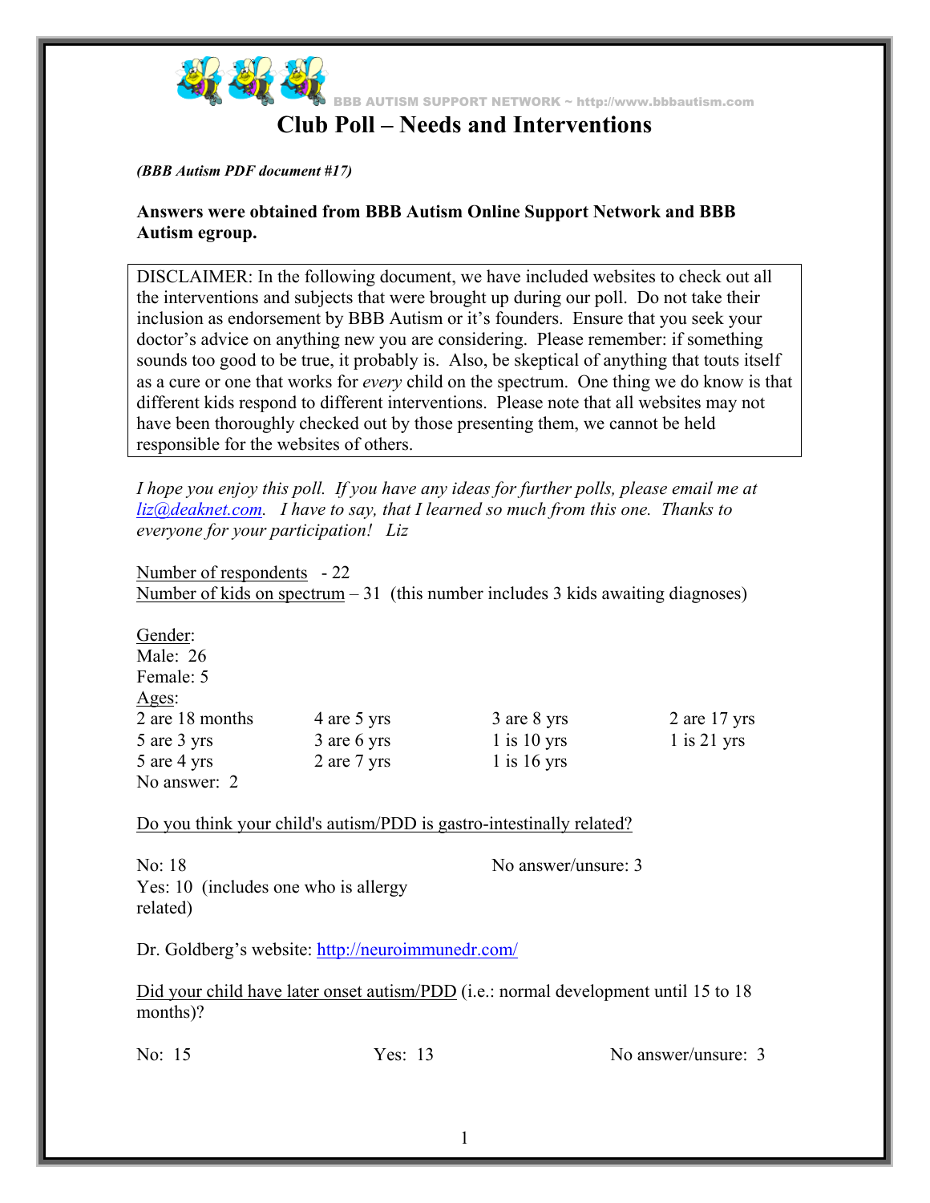BBB AUTISM SUPPORT NETWORK ~ http://www.bbbautism.com

# Club Poll – Needs and Interventions

***(BBB Autism PDF document #17)***

**Answers were obtained from BBB Autism Online Support Network and BBB Autism egroup.**

DISCLAIMER: In the following document, we have included websites to check out all the interventions and subjects that were brought up during our poll. Do not take their inclusion as endorsement by BBB Autism or it's founders. Ensure that you seek your doctor's advice on anything new you are considering. Please remember: if something sounds too good to be true, it probably is. Also, be skeptical of anything that touts itself as a cure or one that works for *every* child on the spectrum. One thing we do know is that different kids respond to different interventions. Please note that all websites may not have been thoroughly checked out by those presenting them, we cannot be held responsible for the websites of others.

*I hope you enjoy this poll. If you have any ideas for further polls, please email me at liz@deaknet.com. I have to say, that I learned so much from this one. Thanks to everyone for your participation! Liz*

Number of respondents - 22
Number of kids on spectrum – 31 (this number includes 3 kids awaiting diagnoses)

Gender:
Male: 26
Female: 5
Ages:

| | | | |
|---|---|---|---|
| 2 are 18 months | 4 are 5 yrs | 3 are 8 yrs | 2 are 17 yrs |
| 5 are 3 yrs | 3 are 6 yrs | 1 is 10 yrs | 1 is 21 yrs |
| 5 are 4 yrs | 2 are 7 yrs | 1 is 16 yrs | |

No answer: 2

Do you think your child's autism/PDD is gastro-intestinally related?

No: 18
Yes: 10 (includes one who is allergy related)
No answer/unsure: 3

Dr. Goldberg's website: http://neuroimmunedr.com/

Did your child have later onset autism/PDD (i.e.: normal development until 15 to 18 months)?

No: 15
Yes: 13
No answer/unsure: 3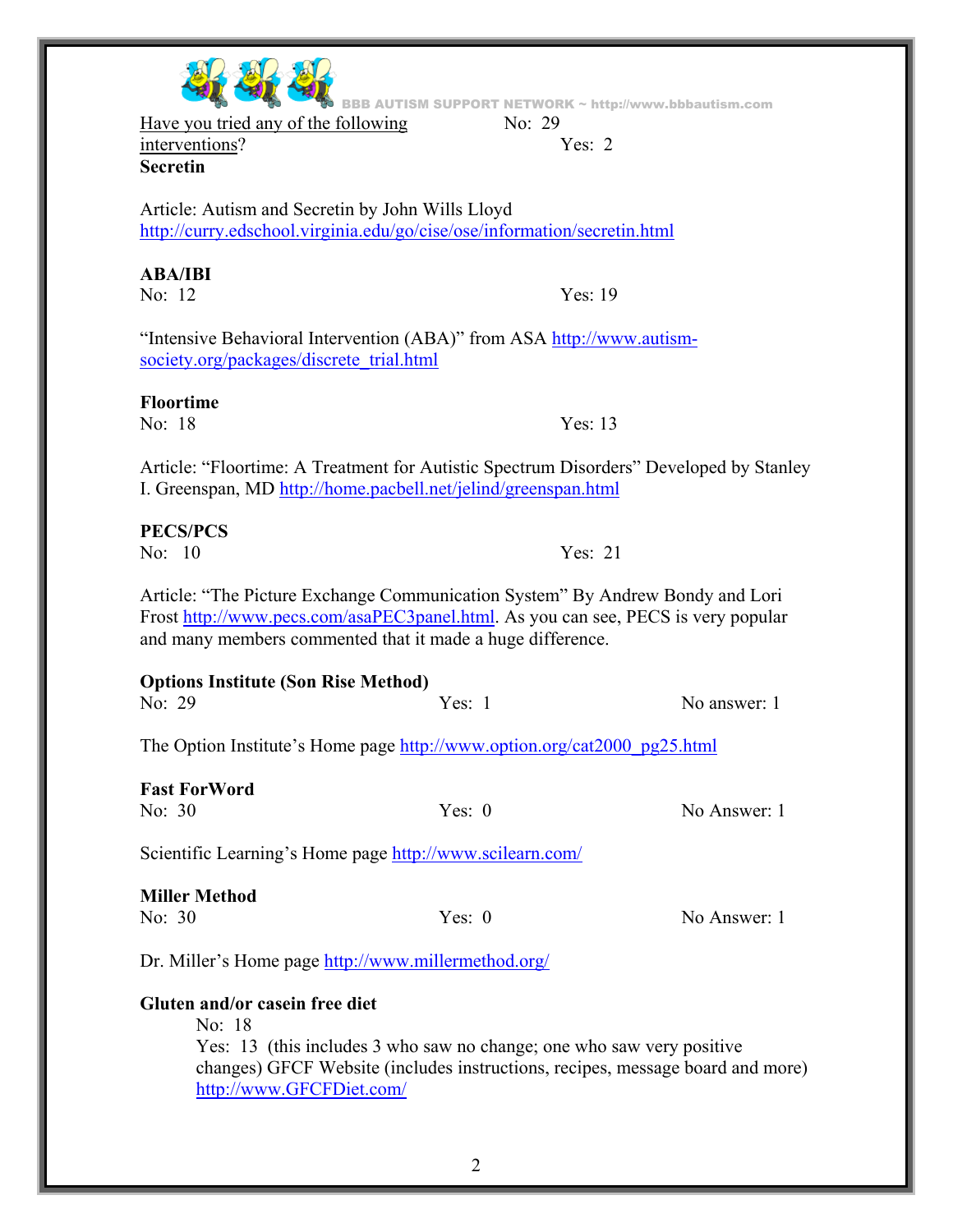Have you tried any of the following interventions? No: 29 Yes: 2

**Secretin**

Article: Autism and Secretin by John Wills Lloyd http://curry.edschool.virginia.edu/go/cise/ose/information/secretin.html

**ABA/IBI**

No: 12 Yes: 19

"Intensive Behavioral Intervention (ABA)" from ASA http://www.autism-society.org/packages/discrete_trial.html

**Floortime**

No: 18 Yes: 13

Article: "Floortime: A Treatment for Autistic Spectrum Disorders" Developed by Stanley I. Greenspan, MD http://home.pacbell.net/jelind/greenspan.html

**PECS/PCS**

No: 10 Yes: 21

Article: "The Picture Exchange Communication System" By Andrew Bondy and Lori Frost http://www.pecs.com/asaPEC3panel.html. As you can see, PECS is very popular and many members commented that it made a huge difference.

**Options Institute (Son Rise Method)**

No: 29 Yes: 1 No answer: 1

The Option Institute's Home page http://www.option.org/cat2000_pg25.html

**Fast ForWord**

No: 30 Yes: 0 No Answer: 1

Scientific Learning's Home page http://www.scilearn.com/

**Miller Method**

No: 30 Yes: 0 No Answer: 1

Dr. Miller's Home page http://www.millermethod.org/

**Gluten and/or casein free diet**

No: 18

Yes: 13 (this includes 3 who saw no change; one who saw very positive changes) GFCF Website (includes instructions, recipes, message board and more) http://www.GFCFDiet.com/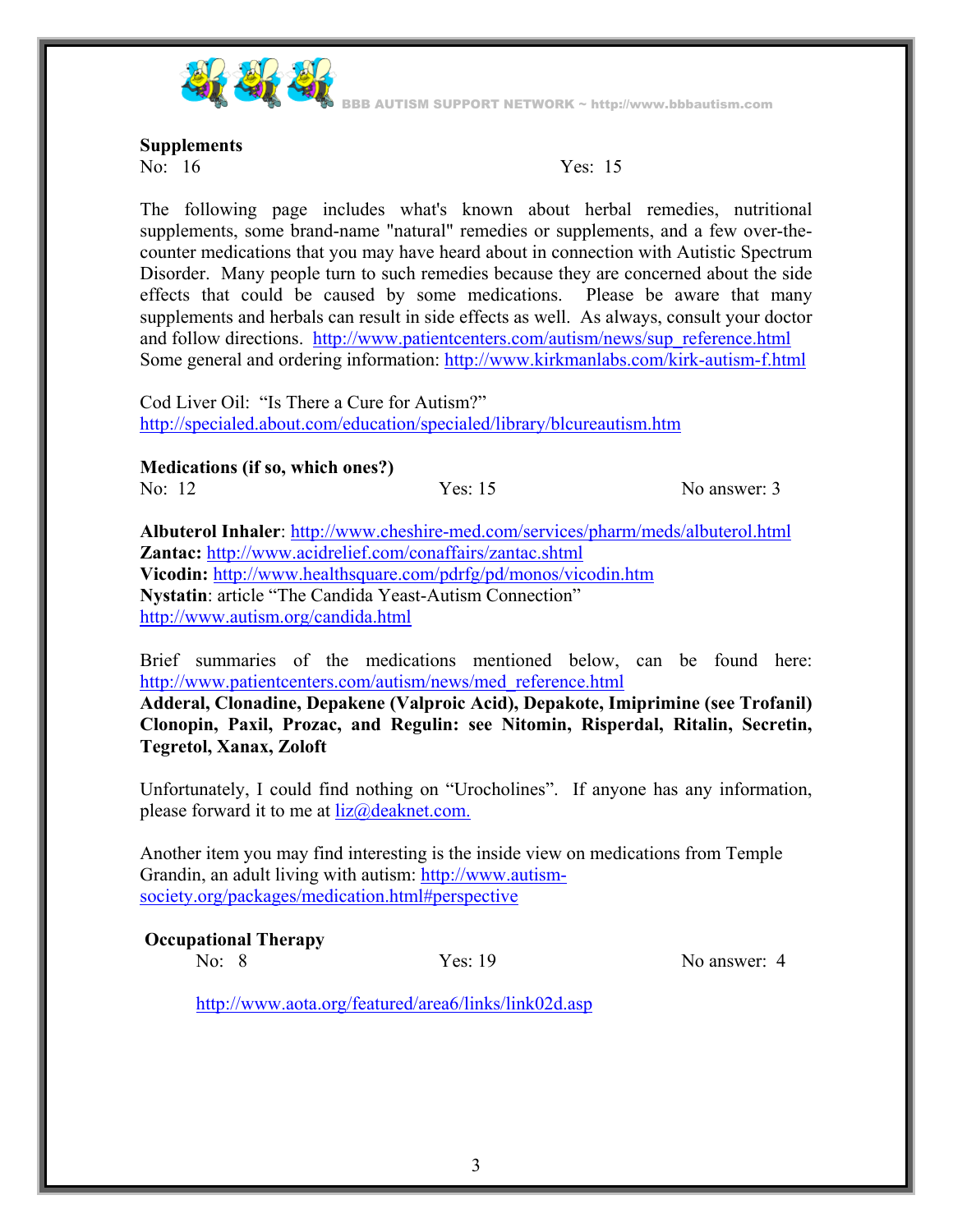**Supplements**

No: 16 Yes: 15

The following page includes what's known about herbal remedies, nutritional supplements, some brand-name "natural" remedies or supplements, and a few over-the-counter medications that you may have heard about in connection with Autistic Spectrum Disorder. Many people turn to such remedies because they are concerned about the side effects that could be caused by some medications. Please be aware that many supplements and herbals can result in side effects as well. As always, consult your doctor and follow directions. http://www.patientcenters.com/autism/news/sup_reference.html
Some general and ordering information: http://www.kirkmanlabs.com/kirk-autism-f.html

Cod Liver Oil: "Is There a Cure for Autism?"
http://specialed.about.com/education/specialed/library/blcureautism.htm

**Medications (if so, which ones?)**

No: 12 Yes: 15 No answer: 3

**Albuterol Inhaler**: http://www.cheshire-med.com/services/pharm/meds/albuterol.html
**Zantac:** http://www.acidrelief.com/conaffairs/zantac.shtml
**Vicodin:** http://www.healthsquare.com/pdrfg/pd/monos/vicodin.htm
**Nystatin**: article "The Candida Yeast-Autism Connection"
http://www.autism.org/candida.html

Brief summaries of the medications mentioned below, can be found here: http://www.patientcenters.com/autism/news/med_reference.html
**Adderal, Clonadine, Depakene (Valproic Acid), Depakote, Imiprimine (see Trofanil) Clonopin, Paxil, Prozac, and Regulin: see Nitomin, Risperdal, Ritalin, Secretin, Tegretol, Xanax, Zoloft**

Unfortunately, I could find nothing on "Urocholines". If anyone has any information, please forward it to me at liz@deaknet.com.

Another item you may find interesting is the inside view on medications from Temple Grandin, an adult living with autism: http://www.autism-society.org/packages/medication.html#perspective

**Occupational Therapy**

No: 8 Yes: 19 No answer: 4

http://www.aota.org/featured/area6/links/link02d.asp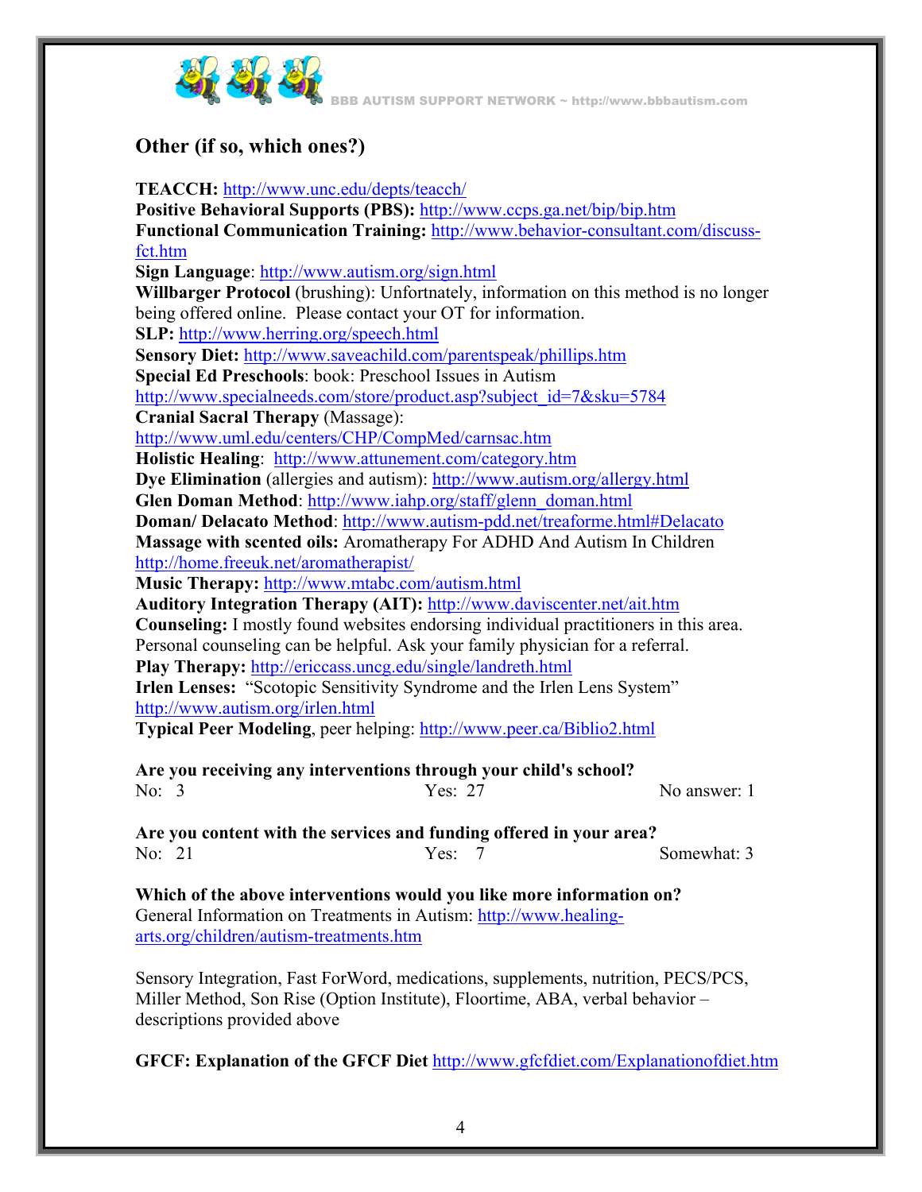## Other (if so, which ones?)

**TEACCH:** http://www.unc.edu/depts/teacch/
**Positive Behavioral Supports (PBS):** http://www.ccps.ga.net/bip/bip.htm
**Functional Communication Training:** http://www.behavior-consultant.com/discuss-fct.htm
**Sign Language**: http://www.autism.org/sign.html
**Willbarger Protocol** (brushing): Unfortnately, information on this method is no longer being offered online. Please contact your OT for information.
**SLP:** http://www.herring.org/speech.html
**Sensory Diet:** http://www.saveachild.com/parentspeak/phillips.htm
**Special Ed Preschools**: book: Preschool Issues in Autism http://www.specialneeds.com/store/product.asp?subject_id=7&sku=5784
**Cranial Sacral Therapy** (Massage): http://www.uml.edu/centers/CHP/CompMed/carnsac.htm
**Holistic Healing**: http://www.attunement.com/category.htm
**Dye Elimination** (allergies and autism): http://www.autism.org/allergy.html
**Glen Doman Method**: http://www.iahp.org/staff/glenn_doman.html
**Doman/ Delacato Method**: http://www.autism-pdd.net/treaforme.html#Delacato
**Massage with scented oils:** Aromatherapy For ADHD And Autism In Children http://home.freeuk.net/aromatherapist/
**Music Therapy:** http://www.mtabc.com/autism.html
**Auditory Integration Therapy (AIT):** http://www.daviscenter.net/ait.htm
**Counseling:** I mostly found websites endorsing individual practitioners in this area. Personal counseling can be helpful. Ask your family physician for a referral.
**Play Therapy:** http://ericcass.uncg.edu/single/landreth.html
**Irlen Lenses:** "Scotopic Sensitivity Syndrome and the Irlen Lens System" http://www.autism.org/irlen.html
**Typical Peer Modeling**, peer helping: http://www.peer.ca/Biblio2.html

**Are you receiving any interventions through your child's school?**

No: 3 Yes: 27 No answer: 1

**Are you content with the services and funding offered in your area?**

No: 21 Yes: 7 Somewhat: 3

**Which of the above interventions would you like more information on?**

General Information on Treatments in Autism: http://www.healing-arts.org/children/autism-treatments.htm

Sensory Integration, Fast ForWord, medications, supplements, nutrition, PECS/PCS, Miller Method, Son Rise (Option Institute), Floortime, ABA, verbal behavior – descriptions provided above

**GFCF: Explanation of the GFCF Diet** http://www.gfcfdiet.com/Explanationofdiet.htm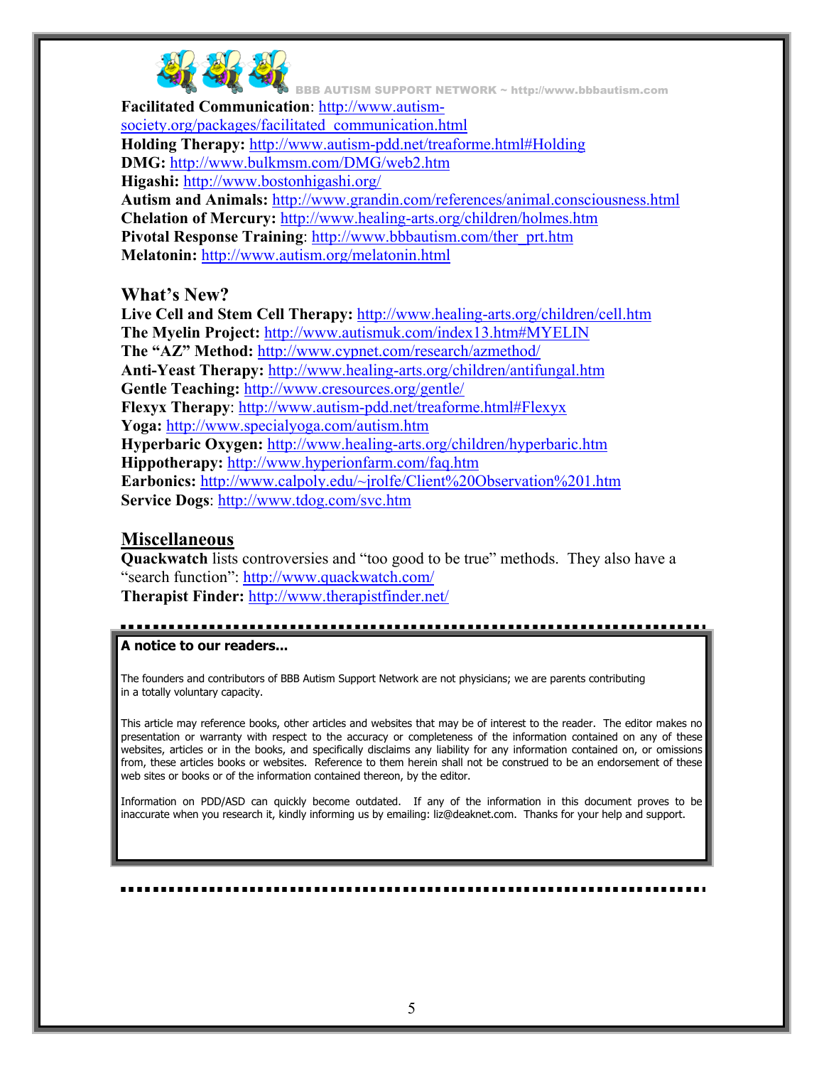**Facilitated Communication**: http://www.autism-society.org/packages/facilitated_communication.html
**Holding Therapy:** http://www.autism-pdd.net/treaforme.html#Holding
**DMG:** http://www.bulkmsm.com/DMG/web2.htm
**Higashi:** http://www.bostonhigashi.org/
**Autism and Animals:** http://www.grandin.com/references/animal.consciousness.html
**Chelation of Mercury:** http://www.healing-arts.org/children/holmes.htm
**Pivotal Response Training**: http://www.bbbautism.com/ther_prt.htm
**Melatonin:** http://www.autism.org/melatonin.html

## What's New?

**Live Cell and Stem Cell Therapy:** http://www.healing-arts.org/children/cell.htm
**The Myelin Project:** http://www.autismuk.com/index13.htm#MYELIN
**The "AZ" Method:** http://www.cypnet.com/research/azmethod/
**Anti-Yeast Therapy:** http://www.healing-arts.org/children/antifungal.htm
**Gentle Teaching:** http://www.cresources.org/gentle/
**Flexyx Therapy**: http://www.autism-pdd.net/treaforme.html#Flexyx
**Yoga:** http://www.specialyoga.com/autism.htm
**Hyperbaric Oxygen:** http://www.healing-arts.org/children/hyperbaric.htm
**Hippotherapy:** http://www.hyperionfarm.com/faq.htm
**Earbonics:** http://www.calpoly.edu/~jrolfe/Client%20Observation%201.htm
**Service Dogs**: http://www.tdog.com/svc.htm

## Miscellaneous

**Quackwatch** lists controversies and "too good to be true" methods. They also have a "search function": http://www.quackwatch.com/
**Therapist Finder:** http://www.therapistfinder.net/

**A notice to our readers...**

The founders and contributors of BBB Autism Support Network are not physicians; we are parents contributing in a totally voluntary capacity.

This article may reference books, other articles and websites that may be of interest to the reader. The editor makes no presentation or warranty with respect to the accuracy or completeness of the information contained on any of these websites, articles or in the books, and specifically disclaims any liability for any information contained on, or omissions from, these articles books or websites. Reference to them herein shall not be construed to be an endorsement of these web sites or books or of the information contained thereon, by the editor.

Information on PDD/ASD can quickly become outdated. If any of the information in this document proves to be inaccurate when you research it, kindly informing us by emailing: liz@deaknet.com. Thanks for your help and support.